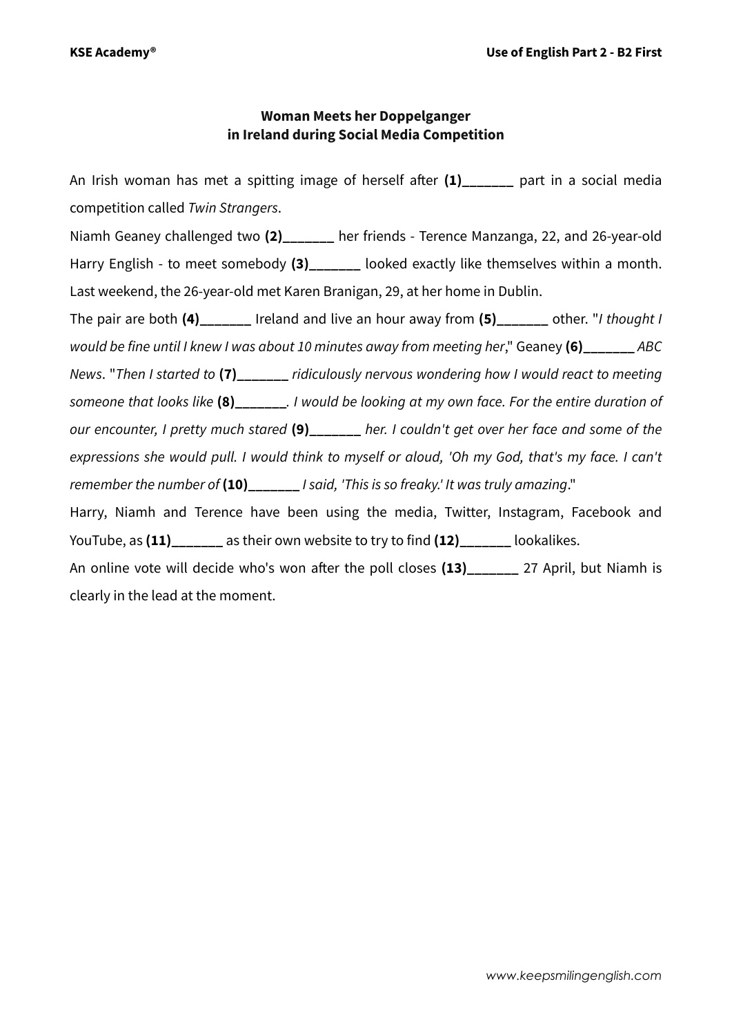## Woman Meets her Doppelganger in Ireland during Social Media Competition

An Irish woman has met a spitting image of herself after **(1)_______** part in a social media competition called *Twin Strangers*.

Niamh Geaney challenged two **(2)_______** her friends - Terence Manzanga, 22, and 26-year-old Harry English - to meet somebody **(3)_______** looked exactly like themselves within a month. Last weekend, the 26-year-old met Karen Branigan, 29, at her home in Dublin.

The pair are both **(4)_______** Ireland and live an hour away from **(5)_______** other. "*I thought I would be fine until I knew I was about 10 minutes away from meeting her*," Geaney **(6)_______** *ABC News*. "*Then I started to* **(7)_______** *ridiculously nervous wondering how I would react to meeting someone that looks like* **(8)_______**. *I would be looking at my own face. For the entire duration of our encounter, I pretty much stared* **(9)_______** *her. I couldn't get over her face and some of the expressions she would pull. I would think to myself or aloud, 'Oh my God, that's my face. I can't remember the number of* **(10)_______** *I said, 'This is so freaky.' It was truly amazing*."

Harry, Niamh and Terence have been using the media, Twitter, Instagram, Facebook and YouTube, as **(11)_______** as their own website to try to find **(12)_______** lookalikes.

An online vote will decide who's won after the poll closes **(13)_______** 27 April, but Niamh is clearly in the lead at the moment.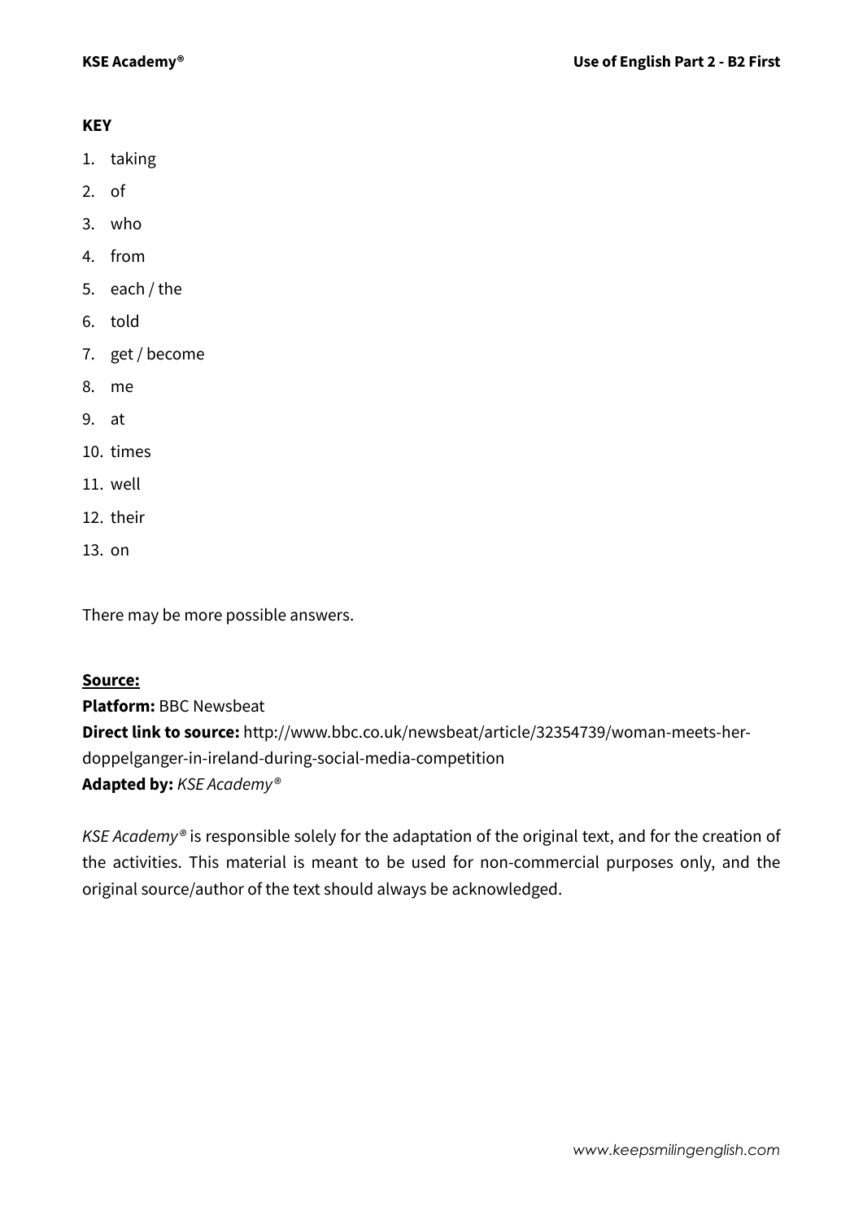**KEY**

1. taking
2. of
3. who
4. from
5. each / the
6. told
7. get / become
8. me
9. at
10. times
11. well
12. their
13. on

There may be more possible answers.

**Source:**

**Platform:** BBC Newsbeat

**Direct link to source:** http://www.bbc.co.uk/newsbeat/article/32354739/woman-meets-her-doppelganger-in-ireland-during-social-media-competition

**Adapted by:** *KSE Academy®*

*KSE Academy®* is responsible solely for the adaptation of the original text, and for the creation of the activities. This material is meant to be used for non-commercial purposes only, and the original source/author of the text should always be acknowledged.